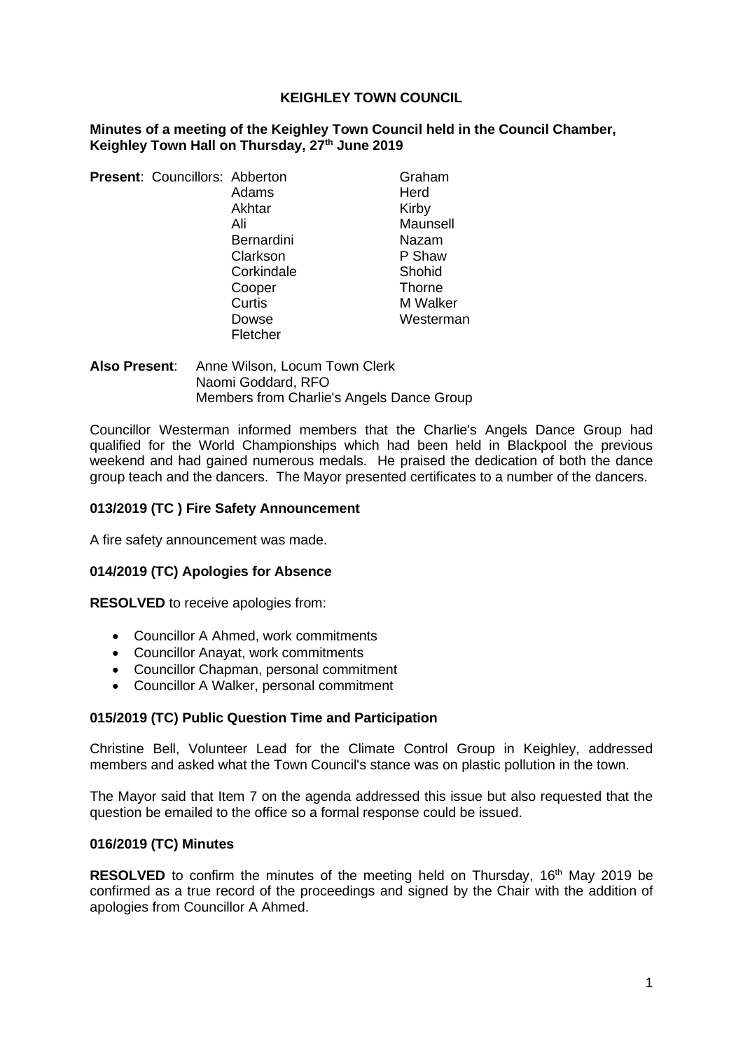# KEIGHLEY TOWN COUNCIL

**Minutes of a meeting of the Keighley Town Council held in the Council Chamber, Keighley Town Hall on Thursday, 27th June 2019**

**Present**: Councillors: Abberton, Adams, Akhtar, Ali, Bernardini, Clarkson, Corkindale, Cooper, Curtis, Dowse, Fletcher, Graham, Herd, Kirby, Maunsell, Nazam, P Shaw, Shohid, Thorne, M Walker, Westerman

**Also Present**: Anne Wilson, Locum Town Clerk
Naomi Goddard, RFO
Members from Charlie's Angels Dance Group

Councillor Westerman informed members that the Charlie's Angels Dance Group had qualified for the World Championships which had been held in Blackpool the previous weekend and had gained numerous medals. He praised the dedication of both the dance group teach and the dancers. The Mayor presented certificates to a number of the dancers.

### 013/2019 (TC ) Fire Safety Announcement

A fire safety announcement was made.

### 014/2019 (TC) Apologies for Absence

**RESOLVED** to receive apologies from:

- Councillor A Ahmed, work commitments
- Councillor Anayat, work commitments
- Councillor Chapman, personal commitment
- Councillor A Walker, personal commitment

### 015/2019 (TC) Public Question Time and Participation

Christine Bell, Volunteer Lead for the Climate Control Group in Keighley, addressed members and asked what the Town Council's stance was on plastic pollution in the town.

The Mayor said that Item 7 on the agenda addressed this issue but also requested that the question be emailed to the office so a formal response could be issued.

### 016/2019 (TC) Minutes

**RESOLVED** to confirm the minutes of the meeting held on Thursday, 16th May 2019 be confirmed as a true record of the proceedings and signed by the Chair with the addition of apologies from Councillor A Ahmed.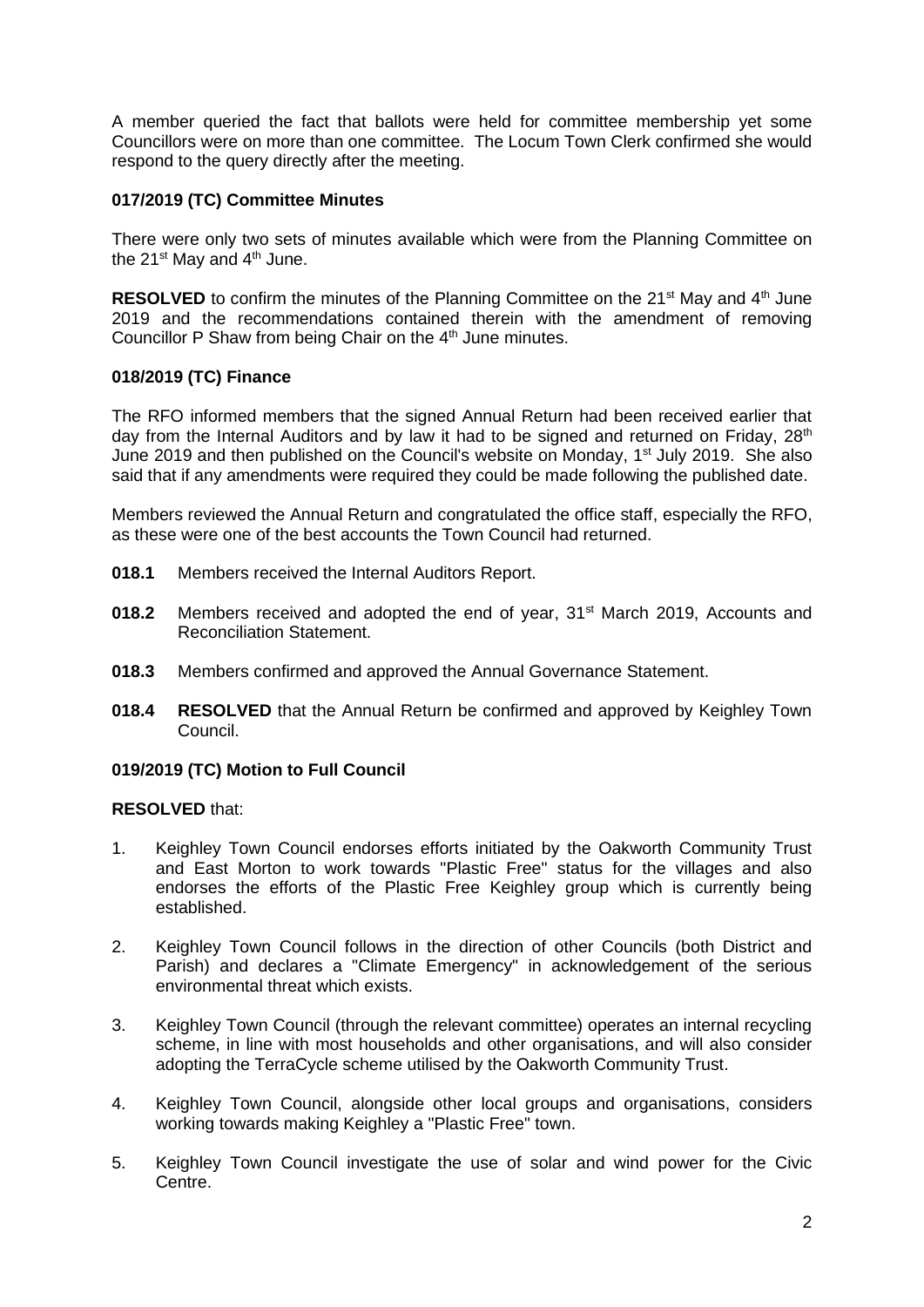A member queried the fact that ballots were held for committee membership yet some Councillors were on more than one committee. The Locum Town Clerk confirmed she would respond to the query directly after the meeting.

**017/2019 (TC) Committee Minutes**

There were only two sets of minutes available which were from the Planning Committee on the 21st May and 4th June.

**RESOLVED** to confirm the minutes of the Planning Committee on the 21st May and 4th June 2019 and the recommendations contained therein with the amendment of removing Councillor P Shaw from being Chair on the 4th June minutes.

**018/2019 (TC) Finance**

The RFO informed members that the signed Annual Return had been received earlier that day from the Internal Auditors and by law it had to be signed and returned on Friday, 28th June 2019 and then published on the Council's website on Monday, 1st July 2019. She also said that if any amendments were required they could be made following the published date.

Members reviewed the Annual Return and congratulated the office staff, especially the RFO, as these were one of the best accounts the Town Council had returned.

**018.1** Members received the Internal Auditors Report.

**018.2** Members received and adopted the end of year, 31st March 2019, Accounts and Reconciliation Statement.

**018.3** Members confirmed and approved the Annual Governance Statement.

**018.4** **RESOLVED** that the Annual Return be confirmed and approved by Keighley Town Council.

**019/2019 (TC) Motion to Full Council**

**RESOLVED** that:

1. Keighley Town Council endorses efforts initiated by the Oakworth Community Trust and East Morton to work towards "Plastic Free" status for the villages and also endorses the efforts of the Plastic Free Keighley group which is currently being established.
2. Keighley Town Council follows in the direction of other Councils (both District and Parish) and declares a "Climate Emergency" in acknowledgement of the serious environmental threat which exists.
3. Keighley Town Council (through the relevant committee) operates an internal recycling scheme, in line with most households and other organisations, and will also consider adopting the TerraCycle scheme utilised by the Oakworth Community Trust.
4. Keighley Town Council, alongside other local groups and organisations, considers working towards making Keighley a "Plastic Free" town.
5. Keighley Town Council investigate the use of solar and wind power for the Civic Centre.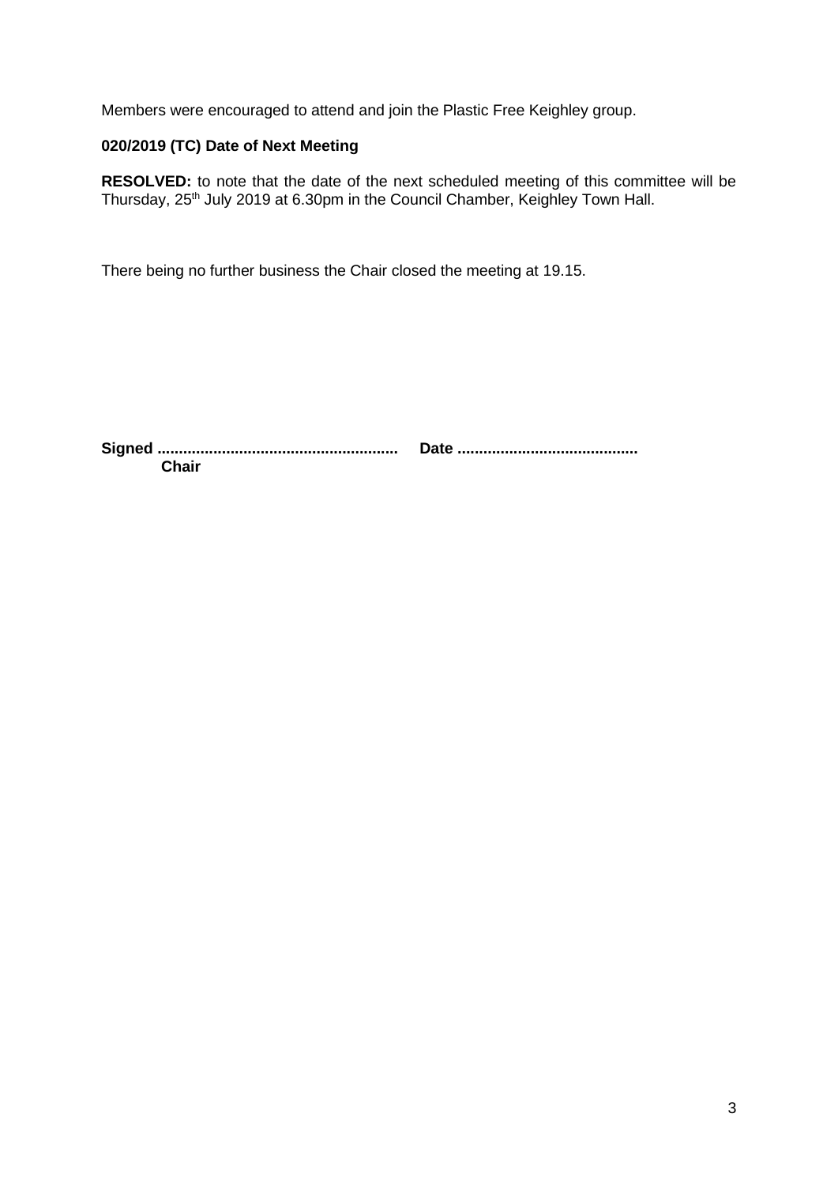Members were encouraged to attend and join the Plastic Free Keighley group.

**020/2019 (TC) Date of Next Meeting**

**RESOLVED:** to note that the date of the next scheduled meeting of this committee will be Thursday, 25th July 2019 at 6.30pm in the Council Chamber, Keighley Town Hall.

There being no further business the Chair closed the meeting at 19.15.

**Signed ........................................................ Date ..........................................**
**Chair**